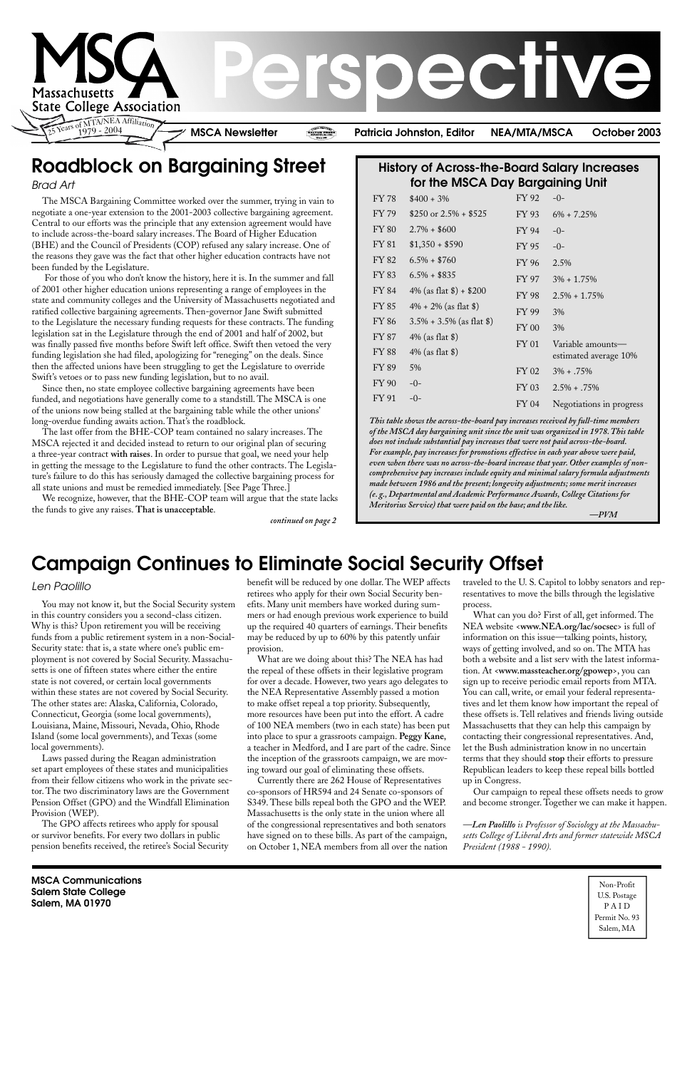# MSCA Perspective

Massachusetts State College Association

25 Years of MTA/NEA Affiliation 1979 - 2004

MSCA Newsletter | Patricia Johnston, Editor | NEA/MTA/MSCA | October 2003

## Roadblock on Bargaining Street

*Brad Art*

The MSCA Bargaining Committee worked over the summer, trying in vain to negotiate a one-year extension to the 2001-2003 collective bargaining agreement. Central to our efforts was the principle that any extension agreement would have to include across-the-board salary increases. The Board of Higher Education (BHE) and the Council of Presidents (COP) refused any salary increase. One of the reasons they gave was the fact that other higher education contracts have not been funded by the Legislature.

For those of you who don't know the history, here it is. In the summer and fall of 2001 other higher education unions representing a range of employees in the state and community colleges and the University of Massachusetts negotiated and ratified collective bargaining agreements. Then-governor Jane Swift submitted to the Legislature the necessary funding requests for these contracts. The funding legislation sat in the Legislature through the end of 2001 and half of 2002, but was finally passed five months before Swift left office. Swift then vetoed the very funding legislation she had filed, apologizing for "reneging" on the deals. Since then the affected unions have been struggling to get the Legislature to override Swift's vetoes or to pass new funding legislation, but to no avail.

Since then, no state employee collective bargaining agreements have been funded, and negotiations have generally come to a standstill. The MSCA is one of the unions now being stalled at the bargaining table while the other unions' long-overdue funding awaits action. That's the roadblock.

The last offer from the BHE-COP team contained no salary increases. The MSCA rejected it and decided instead to return to our original plan of securing a three-year contract **with raises**. In order to pursue that goal, we need your help in getting the message to the Legislature to fund the other contracts. The Legislature's failure to do this has seriously damaged the collective bargaining process for all state unions and must be remedied immediately. [See Page Three.]

We recognize, however, that the BHE-COP team will argue that the state lacks the funds to give any raises. **That is unacceptable**.

*continued on page 2*

### History of Across-the-Board Salary Increases for the MSCA Day Bargaining Unit

| Year | Increase | Year | Increase |
|---|---|---|---|
| FY 78 | $400 + 3% | FY 92 | -0- |
| FY 79 | $250 or 2.5% + $525 | FY 93 | 6% + 7.25% |
| FY 80 | 2.7% + $600 | FY 94 | -0- |
| FY 81 | $1,350 + $590 | FY 95 | -0- |
| FY 82 | 6.5% + $760 | FY 96 | 2.5% |
| FY 83 | 6.5% + $835 | FY 97 | 3% + 1.75% |
| FY 84 | 4% (as flat $) + $200 | FY 98 | 2.5% + 1.75% |
| FY 85 | 4% + 2% (as flat $) | FY 99 | 3% |
| FY 86 | 3.5% + 3.5% (as flat $) | FY 00 | 3% |
| FY 87 | 4% (as flat $) | FY 01 | Variable amounts—estimated average 10% |
| FY 88 | 4% (as flat $) | | |
| FY 89 | 5% | FY 02 | 3% + .75% |
| FY 90 | -0- | FY 03 | 2.5% + .75% |
| FY 91 | -0- | FY 04 | Negotiations in progress |

***This table shows the across-the-board pay increases received by full-time members of the MSCA day bargaining unit since the unit was organized in 1978. This table does not include substantial pay increases that were not paid across-the-board. For example, pay increases for promotions effective in each year above were paid, even when there was no across-the-board increase that year. Other examples of non-comprehensive pay increases include equity and minimal salary formula adjustments made between 1986 and the present; longevity adjustments; some merit increases (e. g., Departmental and Academic Performance Awards, College Citations for Meritorious Service) that were paid on the base; and the like.***

*—PVM*

## Campaign Continues to Eliminate Social Security Offset

*Len Paolillo*

You may not know it, but the Social Security system in this country considers you a second-class citizen. Why is this? Upon retirement you will be receiving funds from a public retirement system in a non-Social-Security state: that is, a state where one's public employment is not covered by Social Security. Massachusetts is one of fifteen states where either the entire state is not covered, or certain local governments within these states are not covered by Social Security. The other states are: Alaska, California, Colorado, Connecticut, Georgia (some local governments), Louisiana, Maine, Missouri, Nevada, Ohio, Rhode Island (some local governments), and Texas (some local governments).

Laws passed during the Reagan administration set apart employees of these states and municipalities from their fellow citizens who work in the private sector. The two discriminatory laws are the Government Pension Offset (GPO) and the Windfall Elimination Provision (WEP).

The GPO affects retirees who apply for spousal or survivor benefits. For every two dollars in public pension benefits received, the retiree's Social Security benefit will be reduced by one dollar. The WEP affects retirees who apply for their own Social Security benefits. Many unit members have worked during summers or had enough previous work experience to build up the required 40 quarters of earnings. Their benefits may be reduced by up to 60% by this patently unfair provision.

What are we doing about this? The NEA has had the repeal of these offsets in their legislative program for over a decade. However, two years ago delegates to the NEA Representative Assembly passed a motion to make offset repeal a top priority. Subsequently, more resources have been put into the effort. A cadre of 100 NEA members (two in each state) has been put into place to spur a grassroots campaign. **Peggy Kane**, a teacher in Medford, and I are part of the cadre. Since the inception of the grassroots campaign, we are moving toward our goal of eliminating these offsets.

Currently there are 262 House of Representatives co-sponsors of HR594 and 24 Senate co-sponsors of S349. These bills repeal both the GPO and the WEP. Massachusetts is the only state in the union where all of the congressional representatives and both senators have signed on to these bills. As part of the campaign, on October 1, NEA members from all over the nation traveled to the U. S. Capitol to lobby senators and representatives to move the bills through the legislative process.

What can you do? First of all, get informed. The NEA website <**www.NEA.org/lac/socsec**> is full of information on this issue—talking points, history, ways of getting involved, and so on. The MTA has both a website and a list serv with the latest information. At <**www.massteacher.org/gpowep**>, you can sign up to receive periodic email reports from MTA. You can call, write, or email your federal representatives and let them know how important the repeal of these offsets is. Tell relatives and friends living outside Massachusetts that they can help this campaign by contacting their congressional representatives. And, let the Bush administration know in no uncertain terms that they should **stop** their efforts to pressure Republican leaders to keep these repeal bills bottled up in Congress.

Our campaign to repeal these offsets needs to grow and become stronger. Together we can make it happen.

*—**Len Paolillo** is Professor of Sociology at the Massachusetts College of Liberal Arts and former statewide MSCA President (1988 - 1990).*

**MSCA Communications**
**Salem State College**
**Salem, MA 01970**

Non-Profit
U.S. Postage
PAID
Permit No. 93
Salem, MA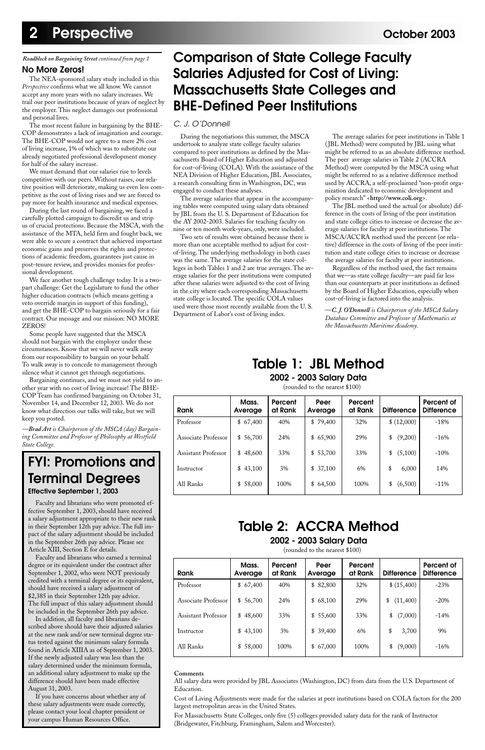*Roadblock on Bargaining Street continued from page 1*

### No More Zeros!

The NEA-sponsored salary study included in this *Perspective* confirms what we all know. We cannot accept any more years with no salary increases. We trail our peer institutions because of years of neglect by the employer. This neglect damages our professional and personal lives.

The most recent failure in bargaining by the BHE-COP demonstrates a lack of imagination and courage. The BHE-COP would not agree to a mere 2% cost of living increase, 1% of which was to substitute our already negotiated professional development money for half of the salary increase.

We must demand that our salaries rise to levels competitive with our peers. Without raises, our relative position will deteriorate, making us even less competitive as the cost of living rises and we are forced to pay more for health insurance and medical expenses.

During the last round of bargaining, we faced a carefully plotted campaign to discredit us and strip us of crucial protections. Because the MSCA, with the assistance of the MTA, held firm and fought back, we were able to secure a contract that achieved important economic gains and preserves the rights and protections of academic freedom, guarantees just cause in post-tenure review, and provides monies for professional development.

We face another tough challenge today. It is a two-part challenge: Get the Legislature to fund the other higher education contracts (which means getting a veto override margin in support of this funding), and get the BHE-COP to bargain seriously for a fair contract. Our message and our mission: NO MORE ZEROS!

Some people have suggested that the MSCA should not bargain with the employer under these circumstances. Know that we will never walk away from our responsibility to bargain on your behalf. To walk away is to concede to management through silence what it cannot get through negotiations.

Bargaining continues, and we must not yield to another year with no cost of living increase! The BHE-COP Team has confirmed bargaining on October 31, November 14, and December 12, 2003. We do not know what direction our talks will take, but we will keep you posted.

*—Brad Art is Chairperson of the MSCA (day) Bargaining Committee and Professor of Philosophy at Westfield State College.*

## FYI: Promotions and Terminal Degrees

**Effective September 1, 2003**

Faculty and librarians who were promoted effective September 1, 2003, should have received a salary adjustment appropriate to their new rank in their September 12th pay advice. The full impact of the salary adjustment should be included in the September 26th pay advice. Please see Article XIII, Section E for details.

Faculty and librarians who earned a terminal degree or its equivalent under the contract after September 1, 2002, who were NOT previously credited with a terminal degree or its equivalent, should have received a salary adjustment of $2,385 in their September 12th pay advice. The full impact of this salary adjustment should be included in the September 26th pay advice.

In addition, all faculty and librarians described above should have their adjusted salaries at the new rank and/or new terminal degree status tested against the minimum salary formula found in Article XIIIA as of September 1, 2003. If the newly adjusted salary was less than the salary determined under the minimum formula, an additional salary adjustment to make up the difference should have been made effective August 31, 2003.

If you have concerns about whether any of these salary adjustments were made correctly, please contact your local chapter president or your campus Human Resources Office.

# Comparison of State College Faculty Salaries Adjusted for Cost of Living: Massachusetts State Colleges and BHE-Defined Peer Institutions

*C. J. O'Donnell*

During the negotiations this summer, the MSCA undertook to analyze state college faculty salaries compared to peer institutions as defined by the Massachusetts Board of Higher Education and adjusted for cost-of-living (COLA). With the assistance of the NEA Division of Higher Education, JBL Associates, a research consulting firm in Washington, DC, was engaged to conduct these analyses.

The average salaries that appear in the accompanying tables were computed using salary data obtained by JBL from the U. S. Department of Education for the AY 2002-2003. Salaries for teaching faculty on nine or ten month work-years, only, were included.

Two sets of results were obtained because there is more than one acceptable method to adjust for cost-of-living. The underlying methodology in both cases was the same. The average salaries for the state colleges in both Tables 1 and 2 are true averages. The average salaries for the peer institutions were computed after these salaries were adjusted to the cost of living in the city where each corresponding Massachusetts state college is located. The specific COLA values used were those most recently available from the U. S. Department of Labor's cost of living index.

The average salaries for peer institutions in Table 1 (JBL Method) were computed by JBL using what might be referred to as an absolute difference method. The peer average salaries in Table 2 (ACCRA Method) were computed by the MSCA using what might be referred to as a relative difference method used by ACCRA, a self-proclaimed "non-profit organization dedicated to economic development and policy research" <**http://www.coli.org**>.

The JBL method used the actual (or absolute) difference in the costs of living of the peer institution and state college cities to increase or decrease the average salaries for faculty at peer institutions. The MSCA/ACCRA method used the percent (or relative) difference in the costs of living of the peer institution and state college cities to increase or decrease the average salaries for faculty at peer institutions.

Regardless of the method used, the fact remains that we—as state college faculty—are paid far less than our counterparts at peer institutions as defined by the Board of Higher Education, especially when cost-of-living is factored into the analysis.

*—C. J. O'Donnell is Chairperson of the MSCA Salary Database Committee and Professor of Mathematics at the Massachusetts Maritime Academy.*

## Table 1: JBL Method

**2002 - 2003 Salary Data**

(rounded to the nearest $100)

| Rank | Mass. Average | Percent at Rank | Peer Average | Percent at Rank | Difference | Percent of Difference |
|---|---|---|---|---|---|---|
| Professor | $ 67,400 | 40% | $ 79,400 | 32% | $ (12,000) | -18% |
| Associate Professor | $ 56,700 | 24% | $ 65,900 | 29% | $ (9,200) | -16% |
| Assistant Professor | $ 48,600 | 33% | $ 53,700 | 33% | $ (5,100) | -10% |
| Instructor | $ 43,100 | 3% | $ 37,100 | 6% | $ 6,000 | 14% |
| All Ranks | $ 58,000 | 100% | $ 64,500 | 100% | $ (6,500) | -11% |

## Table 2: ACCRA Method

**2002 - 2003 Salary Data**

(rounded to the nearest $100)

| Rank | Mass. Average | Percent at Rank | Peer Average | Percent at Rank | Difference | Percent of Difference |
|---|---|---|---|---|---|---|
| Professor | $ 67,400 | 40% | $ 82,800 | 32% | $ (15,400) | -23% |
| Associate Professor | $ 56,700 | 24% | $ 68,100 | 29% | $ (11,400) | -20% |
| Assistant Professor | $ 48,600 | 33% | $ 55,600 | 33% | $ (7,000) | -14% |
| Instructor | $ 43,100 | 3% | $ 39,400 | 6% | $ 3,700 | 9% |
| All Ranks | $ 58,000 | 100% | $ 67,000 | 100% | $ (9,000) | -16% |

**Comments**

All salary data were provided by JBL Associates (Washington, DC) from data from the U.S. Department of Education.

Cost of Living Adjustments were made for the salaries at peer institutions based on COLA factors for the 200 largest metropolitan areas in the United States.

For Massachusetts State Colleges, only five (5) colleges provided salary data for the rank of Instructor (Bridgewater, Fitchburg, Framingham, Salem and Worcester).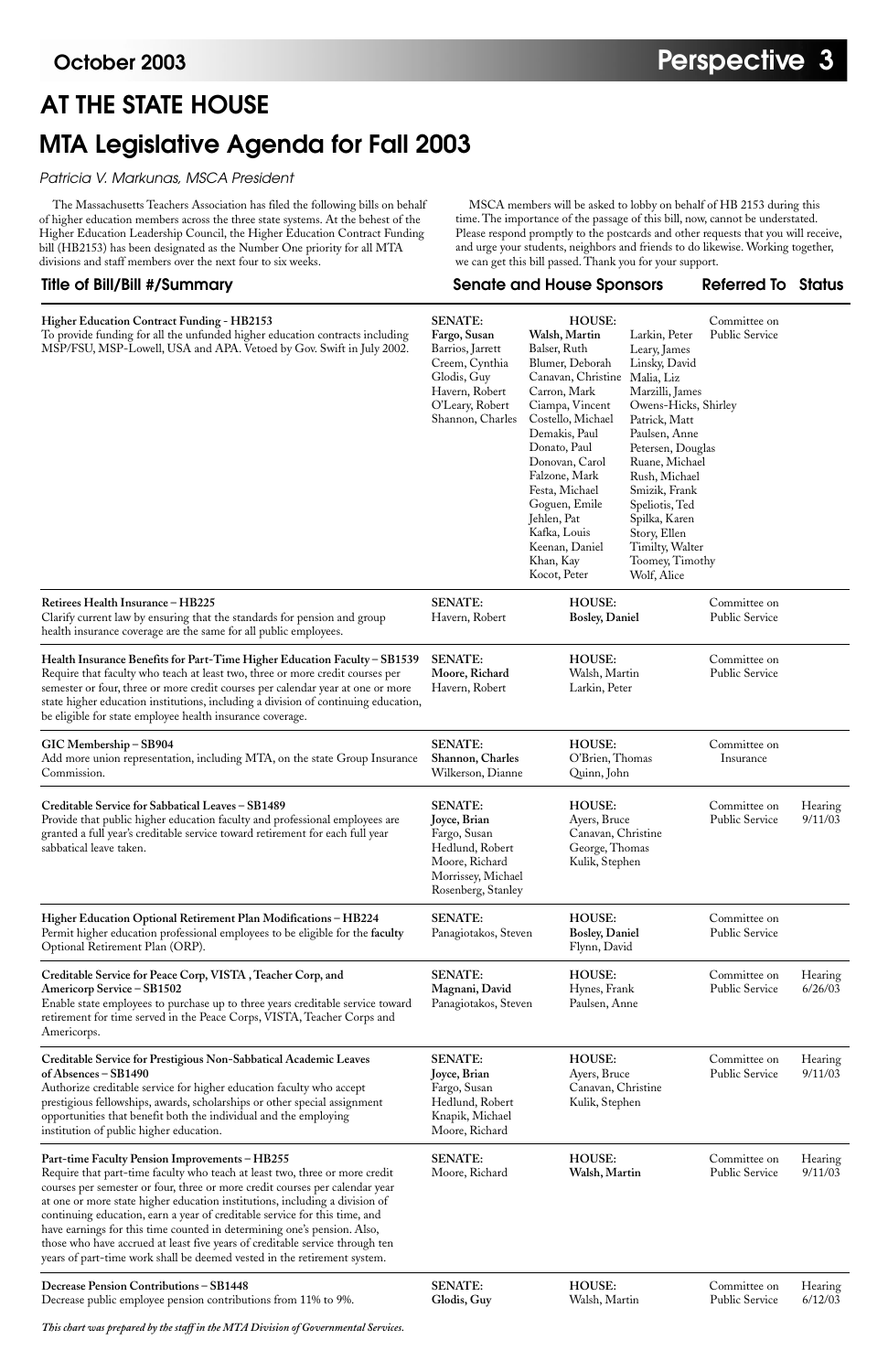# AT THE STATE HOUSE

# MTA Legislative Agenda for Fall 2003

*Patricia V. Markunas, MSCA President*

The Massachusetts Teachers Association has filed the following bills on behalf of higher education members across the three state systems. At the behest of the Higher Education Leadership Council, the Higher Education Contract Funding bill (HB2153) has been designated as the Number One priority for all MTA divisions and staff members over the next four to six weeks.

MSCA members will be asked to lobby on behalf of HB 2153 during this time. The importance of the passage of this bill, now, cannot be understated. Please respond promptly to the postcards and other requests that you will receive, and urge your students, neighbors and friends to do likewise. Working together, we can get this bill passed. Thank you for your support.

| Title of Bill/Bill #/Summary | Senate and House Sponsors | | Referred To | Status |
|---|---|---|---|---|
| **Higher Education Contract Funding - HB2153**<br>To provide funding for all the unfunded higher education contracts including MSP/FSU, MSP-Lowell, USA and APA. Vetoed by Gov. Swift in July 2002. | SENATE:<br>**Fargo, Susan**<br>Barrios, Jarrett<br>Creem, Cynthia<br>Glodis, Guy<br>Havern, Robert<br>O'Leary, Robert<br>Shannon, Charles | HOUSE:<br>**Walsh, Martin**<br>Balser, Ruth<br>Blumer, Deborah<br>Canavan, Christine<br>Carron, Mark<br>Ciampa, Vincent<br>Costello, Michael<br>Demakis, Paul<br>Donato, Paul<br>Donovan, Carol<br>Falzone, Mark<br>Festa, Michael<br>Goguen, Emile<br>Jehlen, Pat<br>Kafka, Louis<br>Keenan, Daniel<br>Khan, Kay<br>Kocot, Peter<br>Larkin, Peter<br>Leary, James<br>Linsky, David<br>Malia, Liz<br>Marzilli, James<br>Owens-Hicks, Shirley<br>Patrick, Matt<br>Paulsen, Anne<br>Petersen, Douglas<br>Ruane, Michael<br>Rush, Michael<br>Smizik, Frank<br>Speliotis, Ted<br>Spilka, Karen<br>Story, Ellen<br>Timilty, Walter<br>Toomey, Timothy<br>Wolf, Alice | Committee on Public Service | |
| **Retirees Health Insurance – HB225**<br>Clarify current law by ensuring that the standards for pension and group health insurance coverage are the same for all public employees. | SENATE:<br>Havern, Robert | HOUSE:<br>**Bosley, Daniel** | Committee on Public Service | |
| **Health Insurance Benefits for Part-Time Higher Education Faculty – SB1539**<br>Require that faculty who teach at least two, three or more credit courses per semester or four, three or more credit courses per calendar year at one or more state higher education institutions, including a division of continuing education, be eligible for state employee health insurance coverage. | SENATE:<br>**Moore, Richard**<br>Havern, Robert | HOUSE:<br>Walsh, Martin<br>Larkin, Peter | Committee on Public Service | |
| **GIC Membership – SB904**<br>Add more union representation, including MTA, on the state Group Insurance Commission. | SENATE:<br>**Shannon, Charles**<br>Wilkerson, Dianne | HOUSE:<br>O'Brien, Thomas<br>Quinn, John | Committee on Insurance | |
| **Creditable Service for Sabbatical Leaves – SB1489**<br>Provide that public higher education faculty and professional employees are granted a full year's creditable service toward retirement for each full year sabbatical leave taken. | SENATE:<br>**Joyce, Brian**<br>Fargo, Susan<br>Hedlund, Robert<br>Moore, Richard<br>Morrissey, Michael<br>Rosenberg, Stanley | HOUSE:<br>Ayers, Bruce<br>Canavan, Christine<br>George, Thomas<br>Kulik, Stephen | Committee on Public Service | Hearing 9/11/03 |
| **Higher Education Optional Retirement Plan Modifications – HB224**<br>Permit higher education professional employees to be eligible for the **faculty** Optional Retirement Plan (ORP). | SENATE:<br>Panagiotakos, Steven | HOUSE:<br>**Bosley, Daniel**<br>Flynn, David | Committee on Public Service | |
| **Creditable Service for Peace Corp, VISTA , Teacher Corp, and Americorp Service – SB1502**<br>Enable state employees to purchase up to three years creditable service toward retirement for time served in the Peace Corps, VISTA, Teacher Corps and Americorps. | SENATE:<br>**Magnani, David**<br>Panagiotakos, Steven | HOUSE:<br>Hynes, Frank<br>Paulsen, Anne | Committee on Public Service | Hearing 6/26/03 |
| **Creditable Service for Prestigious Non-Sabbatical Academic Leaves of Absences – SB1490**<br>Authorize creditable service for higher education faculty who accept prestigious fellowships, awards, scholarships or other special assignment opportunities that benefit both the individual and the employing institution of public higher education. | SENATE:<br>**Joyce, Brian**<br>Fargo, Susan<br>Hedlund, Robert<br>Knapik, Michael<br>Moore, Richard | HOUSE:<br>Ayers, Bruce<br>Canavan, Christine<br>Kulik, Stephen | Committee on Public Service | Hearing 9/11/03 |
| **Part-time Faculty Pension Improvements – HB255**<br>Require that part-time faculty who teach at least two, three or more credit courses per semester or four, three or more credit courses per calendar year at one or more state higher education institutions, including a division of continuing education, earn a year of creditable service for this time, and have earnings for this time counted in determining one's pension. Also, those who have accrued at least five years of creditable service through ten years of part-time work shall be deemed vested in the retirement system. | SENATE:<br>Moore, Richard | HOUSE:<br>**Walsh, Martin** | Committee on Public Service | Hearing 9/11/03 |
| **Decrease Pension Contributions – SB1448**<br>Decrease public employee pension contributions from 11% to 9%. | SENATE:<br>**Glodis, Guy** | HOUSE:<br>Walsh, Martin | Committee on Public Service | Hearing 6/12/03 |

*This chart was prepared by the staff in the MTA Division of Governmental Services.*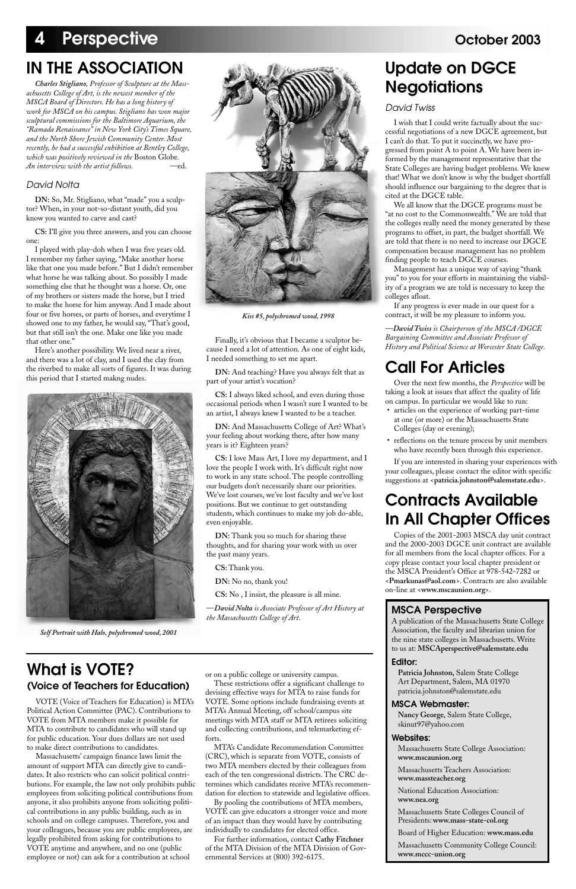# IN THE ASSOCIATION

*Charles Stigliano, Professor of Sculpture at the Massachusetts College of Art, is the newest member of the MSCA Board of Directors. He has a long history of work for MSCA on his campus. Stigliano has won major sculptural commissions for the Baltimore Aquarium, the "Ramada Renaissance" in New York City's Times Square, and the North Shore Jewish Community Center. Most recently, he had a successful exhibition at Bentley College, which was positively reviewed in the* Boston Globe. *An interview with the artist follows.* —ed.

*David Nolta*

**DN:** So, Mr. Stigliano, what "made" you a sculptor? When, in your not-so-distant youth, did you know you wanted to carve and cast?

**CS:** I'll give you three answers, and you can choose one:

I played with play-doh when I was five years old. I remember my father saying, "Make another horse like that one you made before." But I didn't remember what horse he was talking about. So possibly I made something else that he thought was a horse. Or, one of my brothers or sisters made the horse, but I tried to make the horse for him anyway. And I made about four or five horses, or parts of horses, and everytime I showed one to my father, he would say, "That's good, but that still isn't the one. Make one like you made that other one."

Here's another possibility. We lived near a river, and there was a lot of clay, and I used the clay from the riverbed to make all sorts of figures. It was during this period that I started makng nudes.

*Self Portrait with Halo, polychromed wood, 2001*

*Kiss #5, polychromed wood, 1998*

Finally, it's obvious that I became a sculptor because I need a lot of attention. As one of eight kids, I needed something to set me apart.

**DN:** And teaching? Have you always felt that as part of your artist's vocation?

**CS:** I always liked school, and even during those occasional periods when I wasn't sure I wanted to be an artist, I always knew I wanted to be a teacher.

**DN:** And Massachusetts College of Art? What's your feeling about working there, after how many years is it? Eighteen years?

**CS:** I love Mass Art, I love my department, and I love the people I work with. It's difficult right now to work in any state school. The people controlling our budgets don't necessarily share our priorities. We've lost courses, we've lost faculty and we've lost positions. But we continue to get outstanding students, which continues to make my job do-able, even enjoyable.

**DN:** Thank you so much for sharing these thoughts, and for sharing your work with us over the past many years.

**CS:** Thank you.

**DN:** No no, thank you!

**CS:** No , I insist, the pleasure is all mine.

*—**David Nolta** is Associate Professor of Art History at the Massachusetts College of Art.*

# Update on DGCE Negotiations

*David Twiss*

I wish that I could write factually about the successful negotiations of a new DGCE agreement, but I can't do that. To put it succinctly, we have progressed from point A to point A. We have been informed by the management representative that the State Colleges are having budget problems. We knew that! What we don't know is why the budget shortfall should influence our bargaining to the degree that is cited at the DGCE table.

We all know that the DGCE programs must be "at no cost to the Commonwealth." We are told that the colleges really need the money generated by these programs to offset, in part, the budget shortfall. We are told that there is no need to increase our DGCE compensation because management has no problem finding people to teach DGCE courses.

Management has a unique way of saying "thank you" to you for your efforts in maintaining the viability of a program we are told is necessary to keep the colleges afloat.

If any progress is ever made in our quest for a contract, it will be my pleasure to inform you.

*—**David Twiss** is Chairperson of the MSCA/DGCE Bargaining Committee and Associate Professor of History and Political Science at Worcester State College.*

# Call For Articles

Over the next few months, the *Perspective* will be taking a look at issues that affect the quality of life on campus. In particular we would like to run:

- articles on the experience of working part-time at one (or more) or the Massachusetts State Colleges (day or evening);
- reflections on the tenure process by unit members who have recently been through this experience.

If you are interested in sharing your experiences with your colleagues, please contact the editor with specific suggestions at **<patricia.johnston@salemstate.edu>**.

# Contracts Available In All Chapter Offices

Copies of the 2001-2003 MSCA day unit contract and the 2000-2003 DGCE unit contract are available for all members from the local chapter offices. For a copy please contact your local chapter president or the MSCA President's Office at 978-542-7282 or **<Pmarkunas@aol.com>**. Contracts are also available on-line at **<www.mscaunion.org>**.

# What is VOTE?

## (Voice of Teachers for Education)

VOTE (Voice of Teachers for Education) is MTA's Political Action Committee (PAC). Contributions to VOTE from MTA members make it possible for MTA to contribute to candidates who will stand up for public education. Your dues dollars are not used to make direct contributions to candidates.

Massachusetts' campaign finance laws limit the amount of support MTA can directly give to candidates. It also restricts who can solicit political contributions. For example, the law not only prohibits public employees from soliciting political contributions from anyone, it also prohibits anyone from soliciting political contributions in any public building, such as in schools and on college campuses. Therefore, you and your colleagues, because you are public employees, are legally prohibited from asking for contributions to VOTE anytime and anywhere, and no one (public employee or not) can ask for a contribution at school or on a public college or university campus.

These restrictions offer a significant challenge to devising effective ways for MTA to raise funds for VOTE. Some options include fundraising events at MTA's Annual Meeting, off school/campus site meetings with MTA staff or MTA retirees soliciting and collecting contributions, and telemarketing efforts.

MTA's Candidate Recommendation Committee (CRC), which is separate from VOTE, consists of two MTA members elected by their colleagues from each of the ten congressional districts. The CRC determines which candidates receive MTA's recommendation for election to statewide and legislative offices.

By pooling the contributions of MTA members, VOTE can give educators a stronger voice and more of an impact than they would have by contributing individually to candidates for elected office.

For further information, contact **Cathy Fitchner** of the MTA Division of the MTA Division of Governmental Services at (800) 392-6175.

## MSCA Perspective

A publication of the Massachusetts State College Association, the faculty and librarian union for the nine state colleges in Massachusetts. Write to us at: **MSCAperspective@salemstate.edu**

### Editor:

**Patricia Johnston**, Salem State College
Art Department, Salem, MA 01970
patricia.johnston@salemstate.edu

### MSCA Webmaster:

**Nancy George**, Salem State College,
skinut97@yahoo.com

### Websites:

Massachusetts State College Association: **www.mscaunion.org**

Massachusetts Teachers Association: **www.massteacher.org**

National Education Association: **www.nea.org**

Massachusetts State Colleges Council of Presidents: **www.mass-state-col.org**

Board of Higher Education: **www.mass.edu**

Massachusetts Community College Council: **www.mccc-union.org**